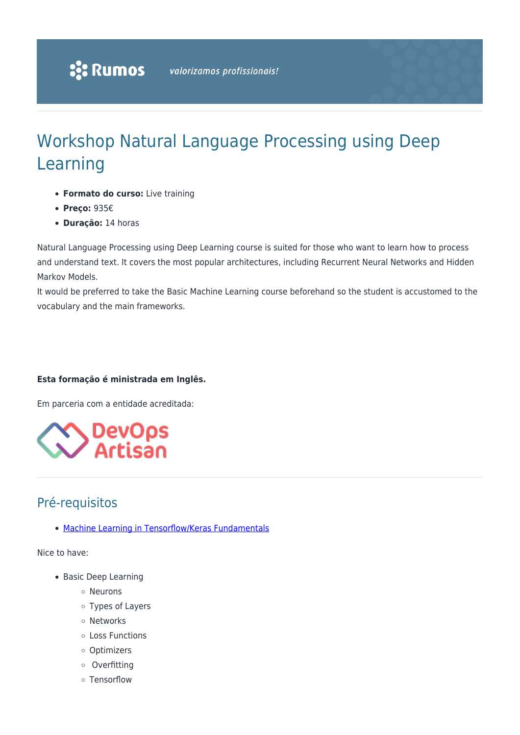# Workshop Natural Language Processing using Deep Learning

- **Formato do curso:** Live training
- **Preço:** 935€
- **Duração:** 14 horas

Natural Language Processing using Deep Learning course is suited for those who want to learn how to process and understand text. It covers the most popular architectures, including Recurrent Neural Networks and Hidden Markov Models.
It would be preferred to take the Basic Machine Learning course beforehand so the student is accustomed to the vocabulary and the main frameworks.

**Esta formação é ministrada em Inglês.**

Em parceria com a entidade acreditada:

## Pré-requisitos

- Machine Learning in Tensorflow/Keras Fundamentals

Nice to have:

- Basic Deep Learning
  - Neurons
  - Types of Layers
  - Networks
  - Loss Functions
  - Optimizers
  - Overfitting
  - Tensorflow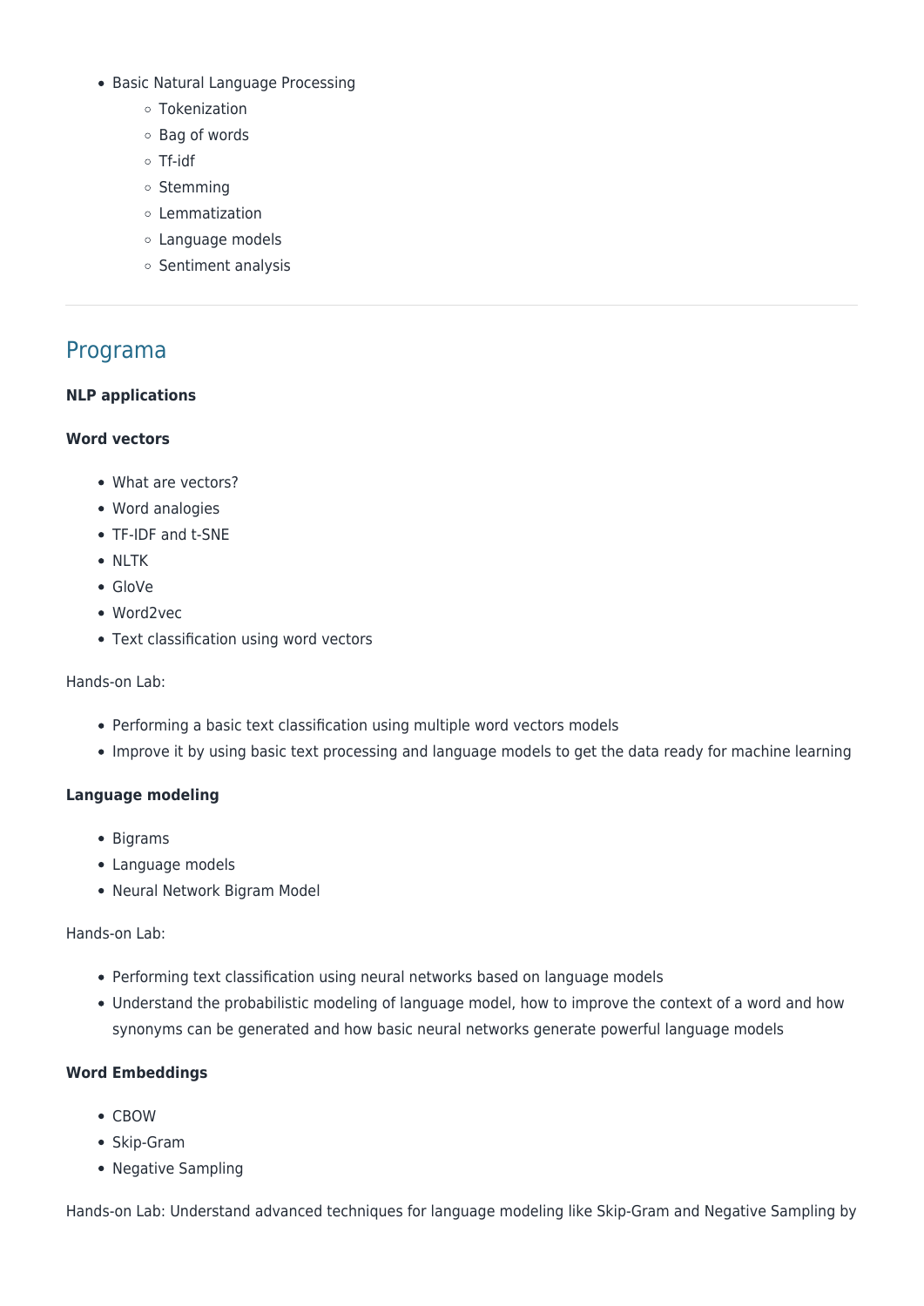- Basic Natural Language Processing
    - Tokenization
    - Bag of words
    - Tf-idf
    - Stemming
    - Lemmatization
    - Language models
    - Sentiment analysis

---

## Programa

**NLP applications**

**Word vectors**

- What are vectors?
- Word analogies
- TF-IDF and t-SNE
- NLTK
- GloVe
- Word2vec
- Text classification using word vectors

Hands-on Lab:

- Performing a basic text classification using multiple word vectors models
- Improve it by using basic text processing and language models to get the data ready for machine learning

**Language modeling**

- Bigrams
- Language models
- Neural Network Bigram Model

Hands-on Lab:

- Performing text classification using neural networks based on language models
- Understand the probabilistic modeling of language model, how to improve the context of a word and how synonyms can be generated and how basic neural networks generate powerful language models

**Word Embeddings**

- CBOW
- Skip-Gram
- Negative Sampling

Hands-on Lab: Understand advanced techniques for language modeling like Skip-Gram and Negative Sampling by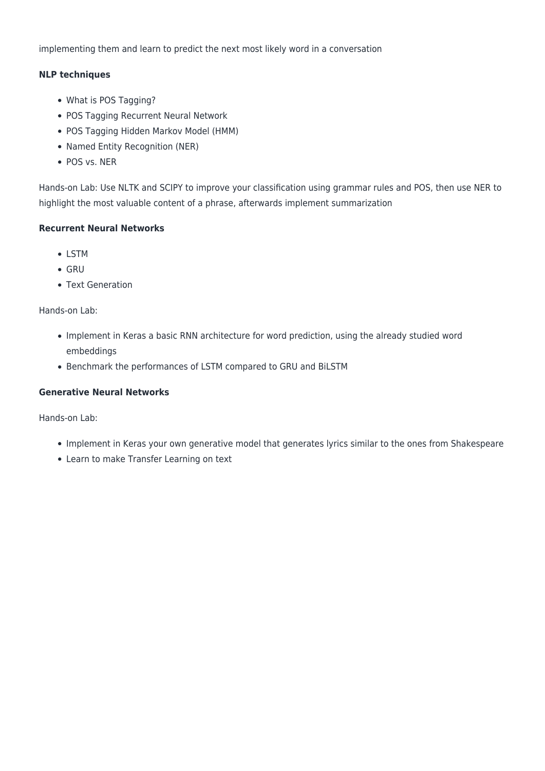implementing them and learn to predict the next most likely word in a conversation

**NLP techniques**

- What is POS Tagging?
- POS Tagging Recurrent Neural Network
- POS Tagging Hidden Markov Model (HMM)
- Named Entity Recognition (NER)
- POS vs. NER

Hands-on Lab: Use NLTK and SCIPY to improve your classification using grammar rules and POS, then use NER to highlight the most valuable content of a phrase, afterwards implement summarization

**Recurrent Neural Networks**

- LSTM
- GRU
- Text Generation

Hands-on Lab:

- Implement in Keras a basic RNN architecture for word prediction, using the already studied word embeddings
- Benchmark the performances of LSTM compared to GRU and BiLSTM

**Generative Neural Networks**

Hands-on Lab:

- Implement in Keras your own generative model that generates lyrics similar to the ones from Shakespeare
- Learn to make Transfer Learning on text